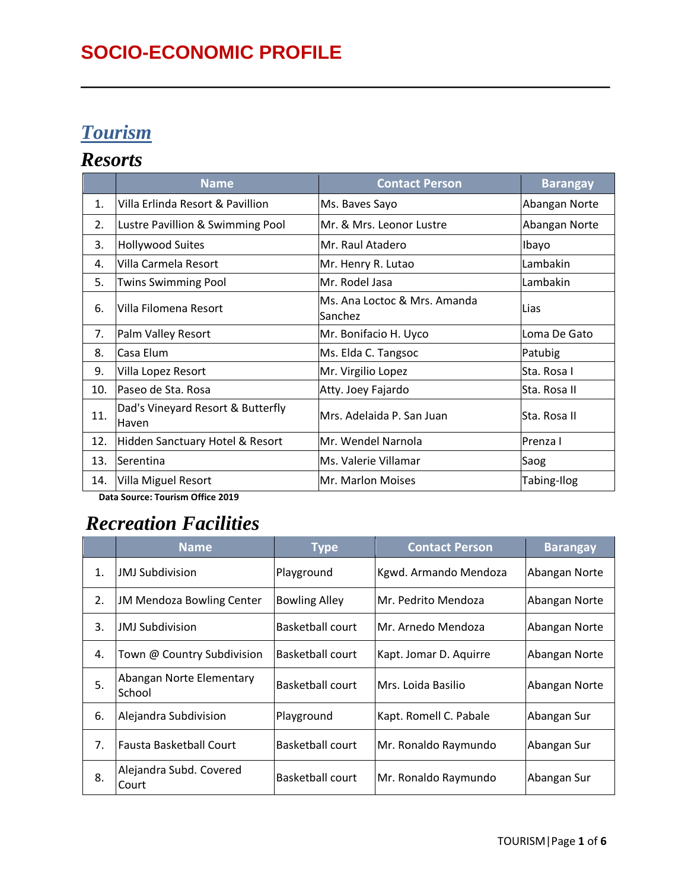# SOCIO-ECONOMIC PROFILE

## *Tourism*

### *Resorts*

| | Name | Contact Person | Barangay |
|---|---|---|---|
| 1. | Villa Erlinda Resort & Pavillion | Ms. Baves Sayo | Abangan Norte |
| 2. | Lustre Pavillion & Swimming Pool | Mr. & Mrs. Leonor Lustre | Abangan Norte |
| 3. | Hollywood Suites | Mr. Raul Atadero | Ibayo |
| 4. | Villa Carmela Resort | Mr. Henry R. Lutao | Lambakin |
| 5. | Twins Swimming Pool | Mr. Rodel Jasa | Lambakin |
| 6. | Villa Filomena Resort | Ms. Ana Loctoc & Mrs. Amanda Sanchez | Lias |
| 7. | Palm Valley Resort | Mr. Bonifacio H. Uyco | Loma De Gato |
| 8. | Casa Elum | Ms. Elda C. Tangsoc | Patubig |
| 9. | Villa Lopez Resort | Mr. Virgilio Lopez | Sta. Rosa I |
| 10. | Paseo de Sta. Rosa | Atty. Joey Fajardo | Sta. Rosa II |
| 11. | Dad's Vineyard Resort & Butterfly Haven | Mrs. Adelaida P. San Juan | Sta. Rosa II |
| 12. | Hidden Sanctuary Hotel & Resort | Mr. Wendel Narnola | Prenza I |
| 13. | Serentina | Ms. Valerie Villamar | Saog |
| 14. | Villa Miguel Resort | Mr. Marlon Moises | Tabing-Ilog |

**Data Source: Tourism Office 2019**

### *Recreation Facilities*

| | Name | Type | Contact Person | Barangay |
|---|---|---|---|---|
| 1. | JMJ Subdivision | Playground | Kgwd. Armando Mendoza | Abangan Norte |
| 2. | JM Mendoza Bowling Center | Bowling Alley | Mr. Pedrito Mendoza | Abangan Norte |
| 3. | JMJ Subdivision | Basketball court | Mr. Arnedo Mendoza | Abangan Norte |
| 4. | Town @ Country Subdivision | Basketball court | Kapt. Jomar D. Aquirre | Abangan Norte |
| 5. | Abangan Norte Elementary School | Basketball court | Mrs. Loida Basilio | Abangan Norte |
| 6. | Alejandra Subdivision | Playground | Kapt. Romell C. Pabale | Abangan Sur |
| 7. | Fausta Basketball Court | Basketball court | Mr. Ronaldo Raymundo | Abangan Sur |
| 8. | Alejandra Subd. Covered Court | Basketball court | Mr. Ronaldo Raymundo | Abangan Sur |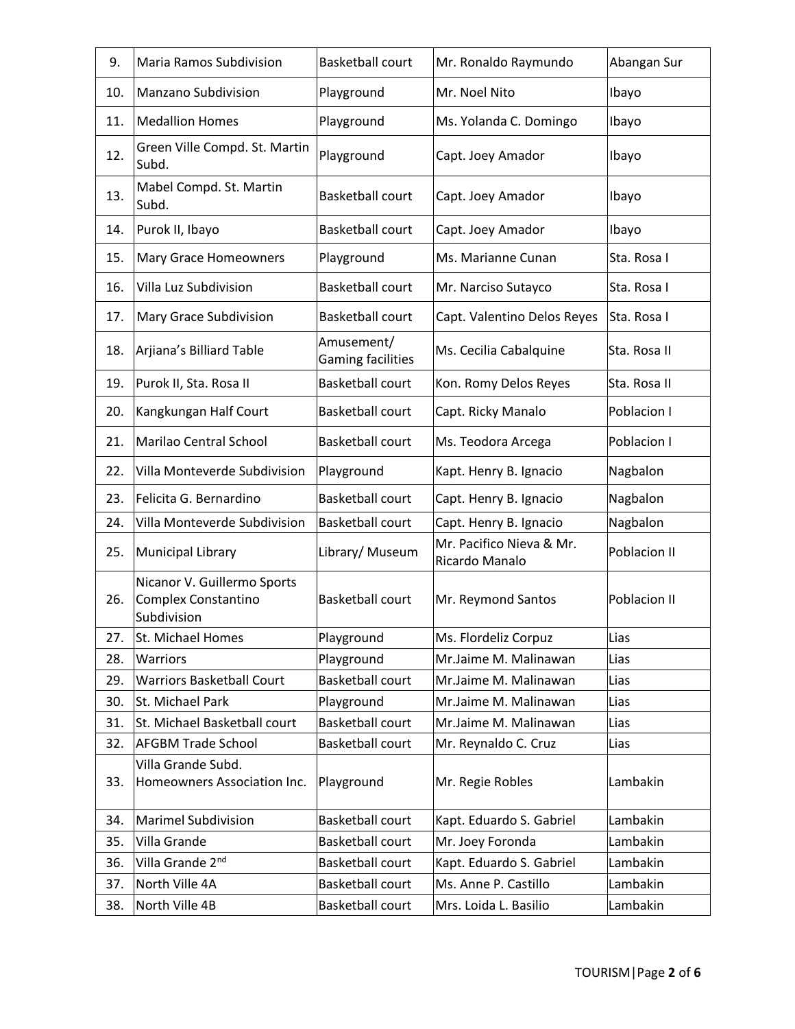| 9. | Maria Ramos Subdivision | Basketball court | Mr. Ronaldo Raymundo | Abangan Sur |
|---|---|---|---|---|
| 10. | Manzano Subdivision | Playground | Mr. Noel Nito | Ibayo |
| 11. | Medallion Homes | Playground | Ms. Yolanda C. Domingo | Ibayo |
| 12. | Green Ville Compd. St. Martin Subd. | Playground | Capt. Joey Amador | Ibayo |
| 13. | Mabel Compd. St. Martin Subd. | Basketball court | Capt. Joey Amador | Ibayo |
| 14. | Purok II, Ibayo | Basketball court | Capt. Joey Amador | Ibayo |
| 15. | Mary Grace Homeowners | Playground | Ms. Marianne Cunan | Sta. Rosa I |
| 16. | Villa Luz Subdivision | Basketball court | Mr. Narciso Sutayco | Sta. Rosa I |
| 17. | Mary Grace Subdivision | Basketball court | Capt. Valentino Delos Reyes | Sta. Rosa I |
| 18. | Arjiana's Billiard Table | Amusement/ Gaming facilities | Ms. Cecilia Cabalquine | Sta. Rosa II |
| 19. | Purok II, Sta. Rosa II | Basketball court | Kon. Romy Delos Reyes | Sta. Rosa II |
| 20. | Kangkungan Half Court | Basketball court | Capt. Ricky Manalo | Poblacion I |
| 21. | Marilao Central School | Basketball court | Ms. Teodora Arcega | Poblacion I |
| 22. | Villa Monteverde Subdivision | Playground | Kapt. Henry B. Ignacio | Nagbalon |
| 23. | Felicita G. Bernardino | Basketball court | Capt. Henry B. Ignacio | Nagbalon |
| 24. | Villa Monteverde Subdivision | Basketball court | Capt. Henry B. Ignacio | Nagbalon |
| 25. | Municipal Library | Library/ Museum | Mr. Pacifico Nieva & Mr. Ricardo Manalo | Poblacion II |
| 26. | Nicanor V. Guillermo Sports Complex Constantino Subdivision | Basketball court | Mr. Reymond Santos | Poblacion II |
| 27. | St. Michael Homes | Playground | Ms. Flordeliz Corpuz | Lias |
| 28. | Warriors | Playground | Mr.Jaime M. Malinawan | Lias |
| 29. | Warriors Basketball Court | Basketball court | Mr.Jaime M. Malinawan | Lias |
| 30. | St. Michael Park | Playground | Mr.Jaime M. Malinawan | Lias |
| 31. | St. Michael Basketball court | Basketball court | Mr.Jaime M. Malinawan | Lias |
| 32. | AFGBM Trade School | Basketball court | Mr. Reynaldo C. Cruz | Lias |
| 33. | Villa Grande Subd. Homeowners Association Inc. | Playground | Mr. Regie Robles | Lambakin |
| 34. | Marimel Subdivision | Basketball court | Kapt. Eduardo S. Gabriel | Lambakin |
| 35. | Villa Grande | Basketball court | Mr. Joey Foronda | Lambakin |
| 36. | Villa Grande 2nd | Basketball court | Kapt. Eduardo S. Gabriel | Lambakin |
| 37. | North Ville 4A | Basketball court | Ms. Anne P. Castillo | Lambakin |
| 38. | North Ville 4B | Basketball court | Mrs. Loida L. Basilio | Lambakin |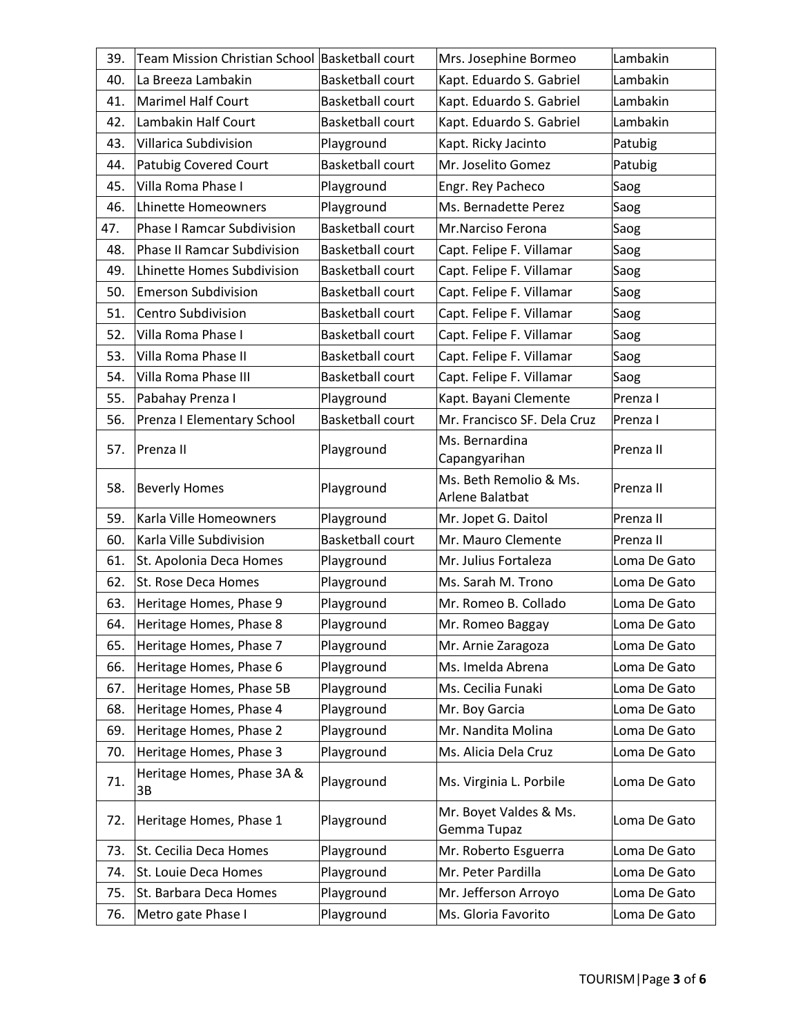| | | | | |
|---|---|---|---|---|
| 39. | Team Mission Christian School | Basketball court | Mrs. Josephine Bormeo | Lambakin |
| 40. | La Breeza Lambakin | Basketball court | Kapt. Eduardo S. Gabriel | Lambakin |
| 41. | Marimel Half Court | Basketball court | Kapt. Eduardo S. Gabriel | Lambakin |
| 42. | Lambakin Half Court | Basketball court | Kapt. Eduardo S. Gabriel | Lambakin |
| 43. | Villarica Subdivision | Playground | Kapt. Ricky Jacinto | Patubig |
| 44. | Patubig Covered Court | Basketball court | Mr. Joselito Gomez | Patubig |
| 45. | Villa Roma Phase I | Playground | Engr. Rey Pacheco | Saog |
| 46. | Lhinette Homeowners | Playground | Ms. Bernadette Perez | Saog |
| 47. | Phase I Ramcar Subdivision | Basketball court | Mr.Narciso Ferona | Saog |
| 48. | Phase II Ramcar Subdivision | Basketball court | Capt. Felipe F. Villamar | Saog |
| 49. | Lhinette Homes Subdivision | Basketball court | Capt. Felipe F. Villamar | Saog |
| 50. | Emerson Subdivision | Basketball court | Capt. Felipe F. Villamar | Saog |
| 51. | Centro Subdivision | Basketball court | Capt. Felipe F. Villamar | Saog |
| 52. | Villa Roma Phase I | Basketball court | Capt. Felipe F. Villamar | Saog |
| 53. | Villa Roma Phase II | Basketball court | Capt. Felipe F. Villamar | Saog |
| 54. | Villa Roma Phase III | Basketball court | Capt. Felipe F. Villamar | Saog |
| 55. | Pabahay Prenza I | Playground | Kapt. Bayani Clemente | Prenza I |
| 56. | Prenza I Elementary School | Basketball court | Mr. Francisco SF. Dela Cruz | Prenza I |
| 57. | Prenza II | Playground | Ms. Bernardina Capangyarihan | Prenza II |
| 58. | Beverly Homes | Playground | Ms. Beth Remolio & Ms. Arlene Balatbat | Prenza II |
| 59. | Karla Ville Homeowners | Playground | Mr. Jopet G. Daitol | Prenza II |
| 60. | Karla Ville Subdivision | Basketball court | Mr. Mauro Clemente | Prenza II |
| 61. | St. Apolonia Deca Homes | Playground | Mr. Julius Fortaleza | Loma De Gato |
| 62. | St. Rose Deca Homes | Playground | Ms. Sarah M. Trono | Loma De Gato |
| 63. | Heritage Homes, Phase 9 | Playground | Mr. Romeo B. Collado | Loma De Gato |
| 64. | Heritage Homes, Phase 8 | Playground | Mr. Romeo Baggay | Loma De Gato |
| 65. | Heritage Homes, Phase 7 | Playground | Mr. Arnie Zaragoza | Loma De Gato |
| 66. | Heritage Homes, Phase 6 | Playground | Ms. Imelda Abrena | Loma De Gato |
| 67. | Heritage Homes, Phase 5B | Playground | Ms. Cecilia Funaki | Loma De Gato |
| 68. | Heritage Homes, Phase 4 | Playground | Mr. Boy Garcia | Loma De Gato |
| 69. | Heritage Homes, Phase 2 | Playground | Mr. Nandita Molina | Loma De Gato |
| 70. | Heritage Homes, Phase 3 | Playground | Ms. Alicia Dela Cruz | Loma De Gato |
| 71. | Heritage Homes, Phase 3A & 3B | Playground | Ms. Virginia L. Porbile | Loma De Gato |
| 72. | Heritage Homes, Phase 1 | Playground | Mr. Boyet Valdes & Ms. Gemma Tupaz | Loma De Gato |
| 73. | St. Cecilia Deca Homes | Playground | Mr. Roberto Esguerra | Loma De Gato |
| 74. | St. Louie Deca Homes | Playground | Mr. Peter Pardilla | Loma De Gato |
| 75. | St. Barbara Deca Homes | Playground | Mr. Jefferson Arroyo | Loma De Gato |
| 76. | Metro gate Phase I | Playground | Ms. Gloria Favorito | Loma De Gato |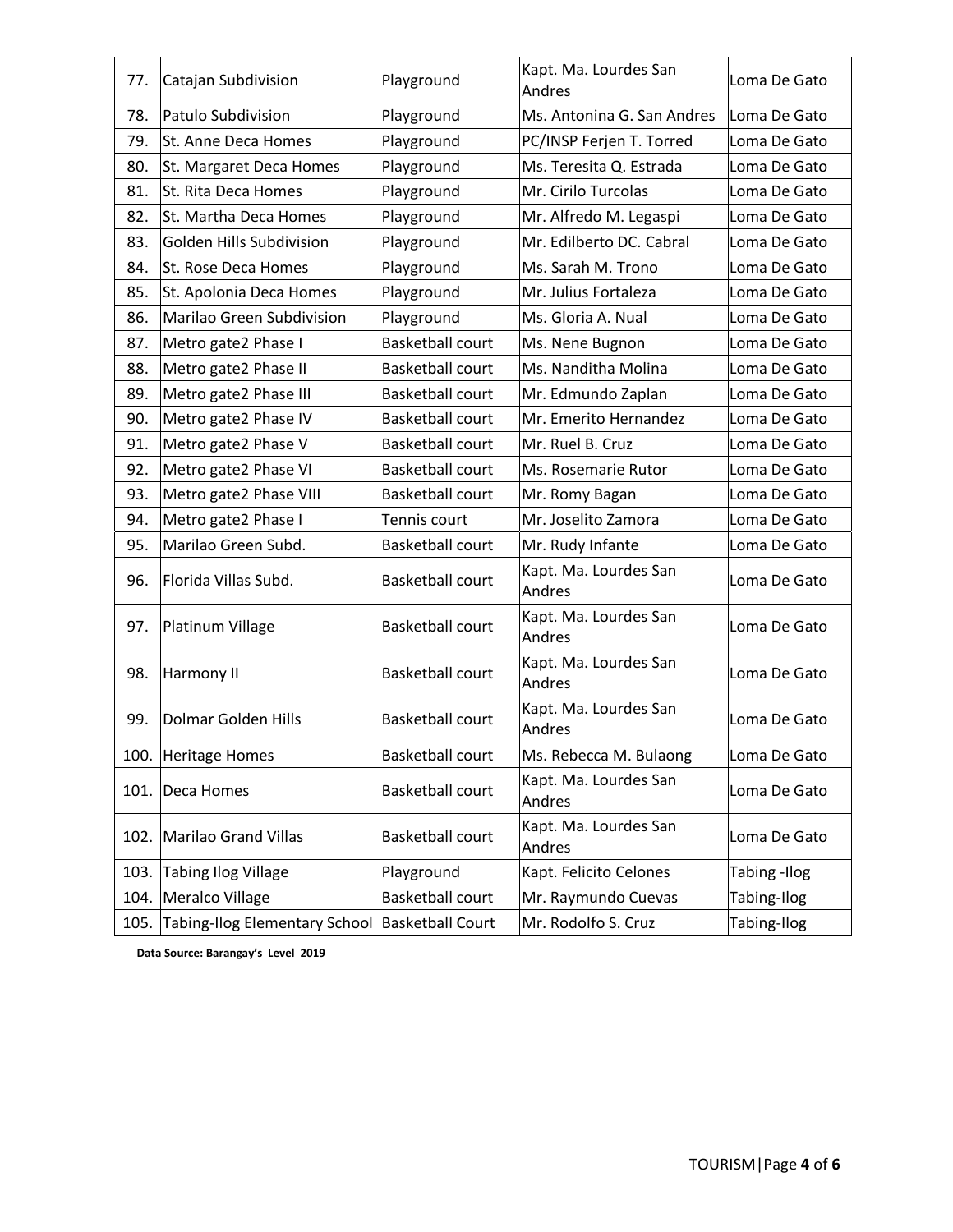| 77. | Catajan Subdivision | Playground | Kapt. Ma. Lourdes San Andres | Loma De Gato |
|---|---|---|---|---|
| 78. | Patulo Subdivision | Playground | Ms. Antonina G. San Andres | Loma De Gato |
| 79. | St. Anne Deca Homes | Playground | PC/INSP Ferjen T. Torred | Loma De Gato |
| 80. | St. Margaret Deca Homes | Playground | Ms. Teresita Q. Estrada | Loma De Gato |
| 81. | St. Rita Deca Homes | Playground | Mr. Cirilo Turcolas | Loma De Gato |
| 82. | St. Martha Deca Homes | Playground | Mr. Alfredo M. Legaspi | Loma De Gato |
| 83. | Golden Hills Subdivision | Playground | Mr. Edilberto DC. Cabral | Loma De Gato |
| 84. | St. Rose Deca Homes | Playground | Ms. Sarah M. Trono | Loma De Gato |
| 85. | St. Apolonia Deca Homes | Playground | Mr. Julius Fortaleza | Loma De Gato |
| 86. | Marilao Green Subdivision | Playground | Ms. Gloria A. Nual | Loma De Gato |
| 87. | Metro gate2 Phase I | Basketball court | Ms. Nene Bugnon | Loma De Gato |
| 88. | Metro gate2 Phase II | Basketball court | Ms. Nanditha Molina | Loma De Gato |
| 89. | Metro gate2 Phase III | Basketball court | Mr. Edmundo Zaplan | Loma De Gato |
| 90. | Metro gate2 Phase IV | Basketball court | Mr. Emerito Hernandez | Loma De Gato |
| 91. | Metro gate2 Phase V | Basketball court | Mr. Ruel B. Cruz | Loma De Gato |
| 92. | Metro gate2 Phase VI | Basketball court | Ms. Rosemarie Rutor | Loma De Gato |
| 93. | Metro gate2 Phase VIII | Basketball court | Mr. Romy Bagan | Loma De Gato |
| 94. | Metro gate2 Phase I | Tennis court | Mr. Joselito Zamora | Loma De Gato |
| 95. | Marilao Green Subd. | Basketball court | Mr. Rudy Infante | Loma De Gato |
| 96. | Florida Villas Subd. | Basketball court | Kapt. Ma. Lourdes San Andres | Loma De Gato |
| 97. | Platinum Village | Basketball court | Kapt. Ma. Lourdes San Andres | Loma De Gato |
| 98. | Harmony II | Basketball court | Kapt. Ma. Lourdes San Andres | Loma De Gato |
| 99. | Dolmar Golden Hills | Basketball court | Kapt. Ma. Lourdes San Andres | Loma De Gato |
| 100. | Heritage Homes | Basketball court | Ms. Rebecca M. Bulaong | Loma De Gato |
| 101. | Deca Homes | Basketball court | Kapt. Ma. Lourdes San Andres | Loma De Gato |
| 102. | Marilao Grand Villas | Basketball court | Kapt. Ma. Lourdes San Andres | Loma De Gato |
| 103. | Tabing Ilog Village | Playground | Kapt. Felicito Celones | Tabing -Ilog |
| 104. | Meralco Village | Basketball court | Mr. Raymundo Cuevas | Tabing-Ilog |
| 105. | Tabing-Ilog Elementary School | Basketball Court | Mr. Rodolfo S. Cruz | Tabing-Ilog |

**Data Source: Barangay's Level 2019**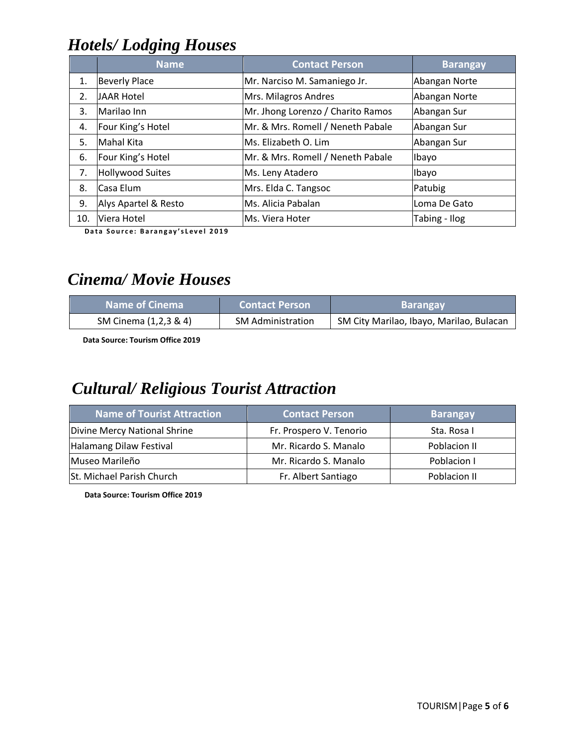## *Hotels/ Lodging Houses*

| | Name | Contact Person | Barangay |
|---|---|---|---|
| 1. | Beverly Place | Mr. Narciso M. Samaniego Jr. | Abangan Norte |
| 2. | JAAR Hotel | Mrs. Milagros Andres | Abangan Norte |
| 3. | Marilao Inn | Mr. Jhong Lorenzo / Charito Ramos | Abangan Sur |
| 4. | Four King's Hotel | Mr. & Mrs. Romell / Neneth Pabale | Abangan Sur |
| 5. | Mahal Kita | Ms. Elizabeth O. Lim | Abangan Sur |
| 6. | Four King's Hotel | Mr. & Mrs. Romell / Neneth Pabale | Ibayo |
| 7. | Hollywood Suites | Ms. Leny Atadero | Ibayo |
| 8. | Casa Elum | Mrs. Elda C. Tangsoc | Patubig |
| 9. | Alys Apartel & Resto | Ms. Alicia Pabalan | Loma De Gato |
| 10. | Viera Hotel | Ms. Viera Hoter | Tabing - Ilog |

**Data Source: Barangay'sLevel 2019**

## *Cinema/ Movie Houses*

| Name of Cinema | Contact Person | Barangay |
|---|---|---|
| SM Cinema (1,2,3 & 4) | SM Administration | SM City Marilao, Ibayo, Marilao, Bulacan |

**Data Source: Tourism Office 2019**

## *Cultural/ Religious Tourist Attraction*

| Name of Tourist Attraction | Contact Person | Barangay |
|---|---|---|
| Divine Mercy National Shrine | Fr. Prospero V. Tenorio | Sta. Rosa I |
| Halamang Dilaw Festival | Mr. Ricardo S. Manalo | Poblacion II |
| Museo Marileño | Mr. Ricardo S. Manalo | Poblacion I |
| St. Michael Parish Church | Fr. Albert Santiago | Poblacion II |

**Data Source: Tourism Office 2019**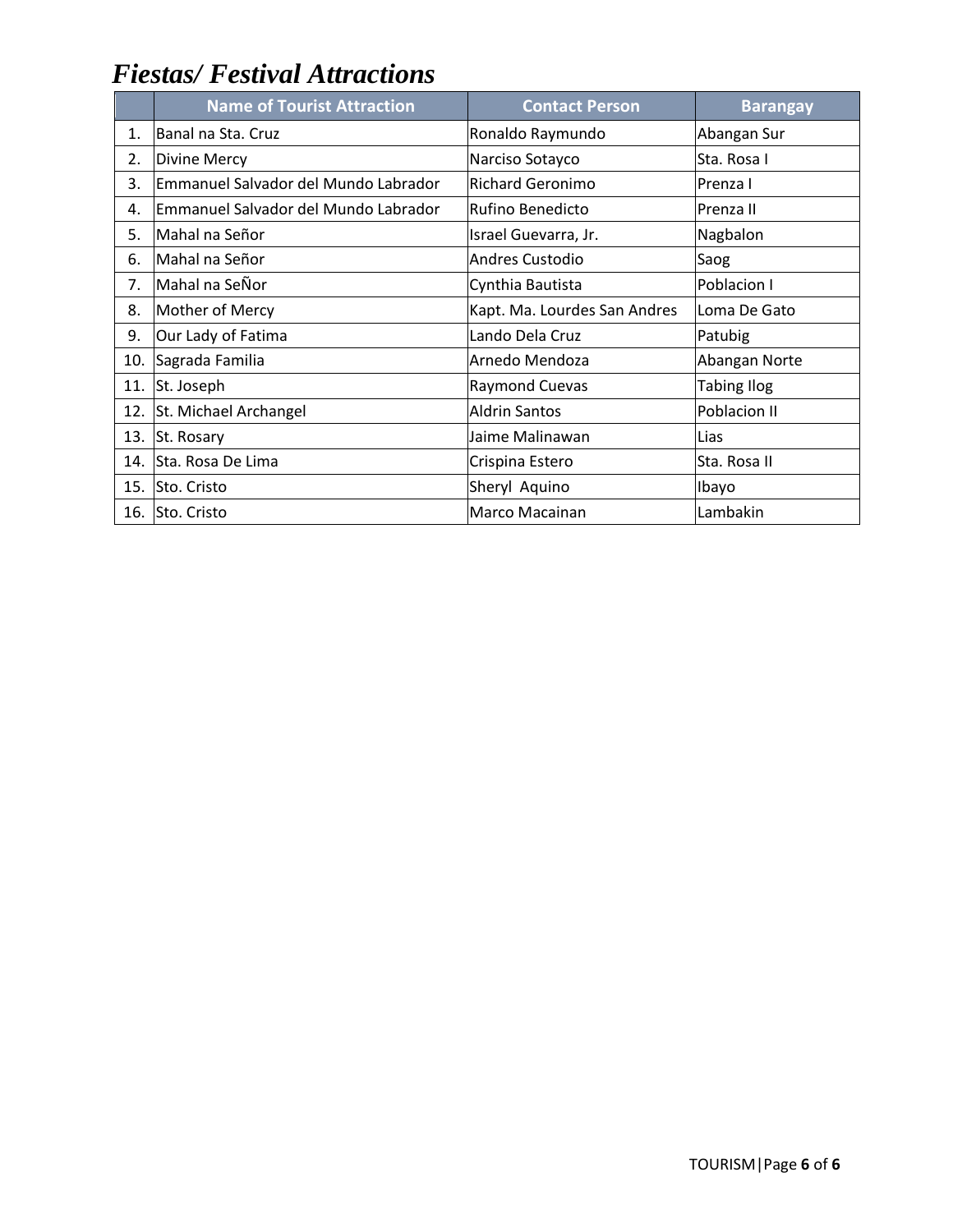## *Fiestas/ Festival Attractions*

| | Name of Tourist Attraction | Contact Person | Barangay |
|---|---|---|---|
| 1. | Banal na Sta. Cruz | Ronaldo Raymundo | Abangan Sur |
| 2. | Divine Mercy | Narciso Sotayco | Sta. Rosa I |
| 3. | Emmanuel Salvador del Mundo Labrador | Richard Geronimo | Prenza I |
| 4. | Emmanuel Salvador del Mundo Labrador | Rufino Benedicto | Prenza II |
| 5. | Mahal na Señor | Israel Guevarra, Jr. | Nagbalon |
| 6. | Mahal na Señor | Andres Custodio | Saog |
| 7. | Mahal na SeÑor | Cynthia Bautista | Poblacion I |
| 8. | Mother of Mercy | Kapt. Ma. Lourdes San Andres | Loma De Gato |
| 9. | Our Lady of Fatima | Lando Dela Cruz | Patubig |
| 10. | Sagrada Familia | Arnedo Mendoza | Abangan Norte |
| 11. | St. Joseph | Raymond Cuevas | Tabing Ilog |
| 12. | St. Michael Archangel | Aldrin Santos | Poblacion II |
| 13. | St. Rosary | Jaime Malinawan | Lias |
| 14. | Sta. Rosa De Lima | Crispina Estero | Sta. Rosa II |
| 15. | Sto. Cristo | Sheryl Aquino | Ibayo |
| 16. | Sto. Cristo | Marco Macainan | Lambakin |